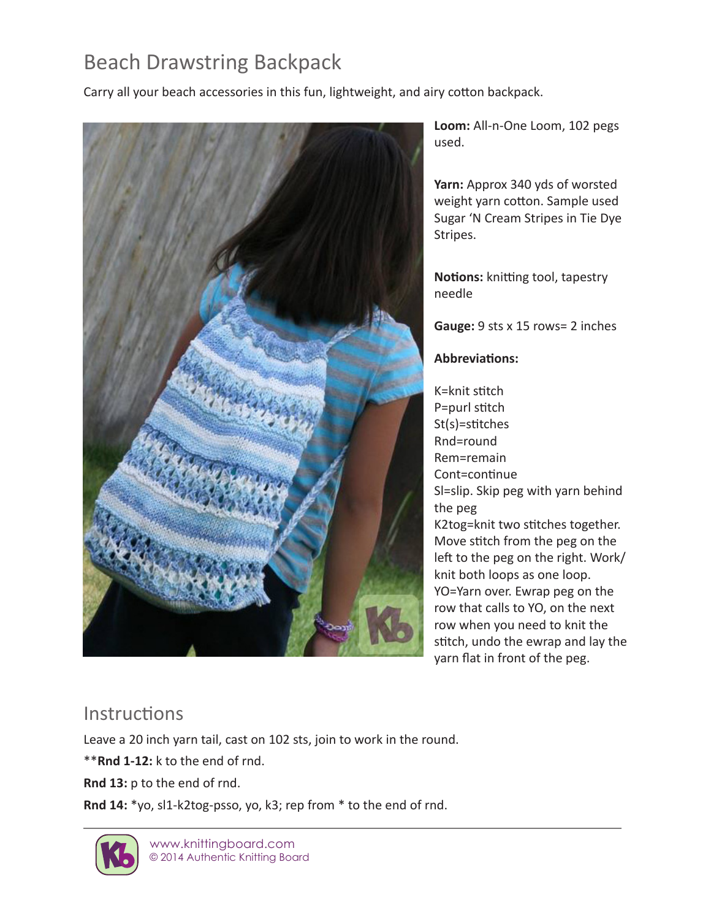# Beach Drawstring Backpack

Carry all your beach accessories in this fun, lightweight, and airy cotton backpack.

**Loom:** All-n-One Loom, 102 pegs used.

**Yarn:** Approx 340 yds of worsted weight yarn cotton. Sample used Sugar 'N Cream Stripes in Tie Dye Stripes.

**Notions:** knitting tool, tapestry needle

**Gauge:** 9 sts x 15 rows= 2 inches

**Abbreviations:**

K=knit stitch
P=purl stitch
St(s)=stitches
Rnd=round
Rem=remain
Cont=continue
Sl=slip. Skip peg with yarn behind the peg
K2tog=knit two stitches together. Move stitch from the peg on the left to the peg on the right. Work/knit both loops as one loop.
YO=Yarn over. Ewrap peg on the row that calls to YO, on the next row when you need to knit the stitch, undo the ewrap and lay the yarn flat in front of the peg.

## Instructions

Leave a 20 inch yarn tail, cast on 102 sts, join to work in the round.

**Rnd 1-12:** k to the end of rnd.

**Rnd 13:** p to the end of rnd.

**Rnd 14:** *yo, sl1-k2tog-psso, yo, k3; rep from * to the end of rnd.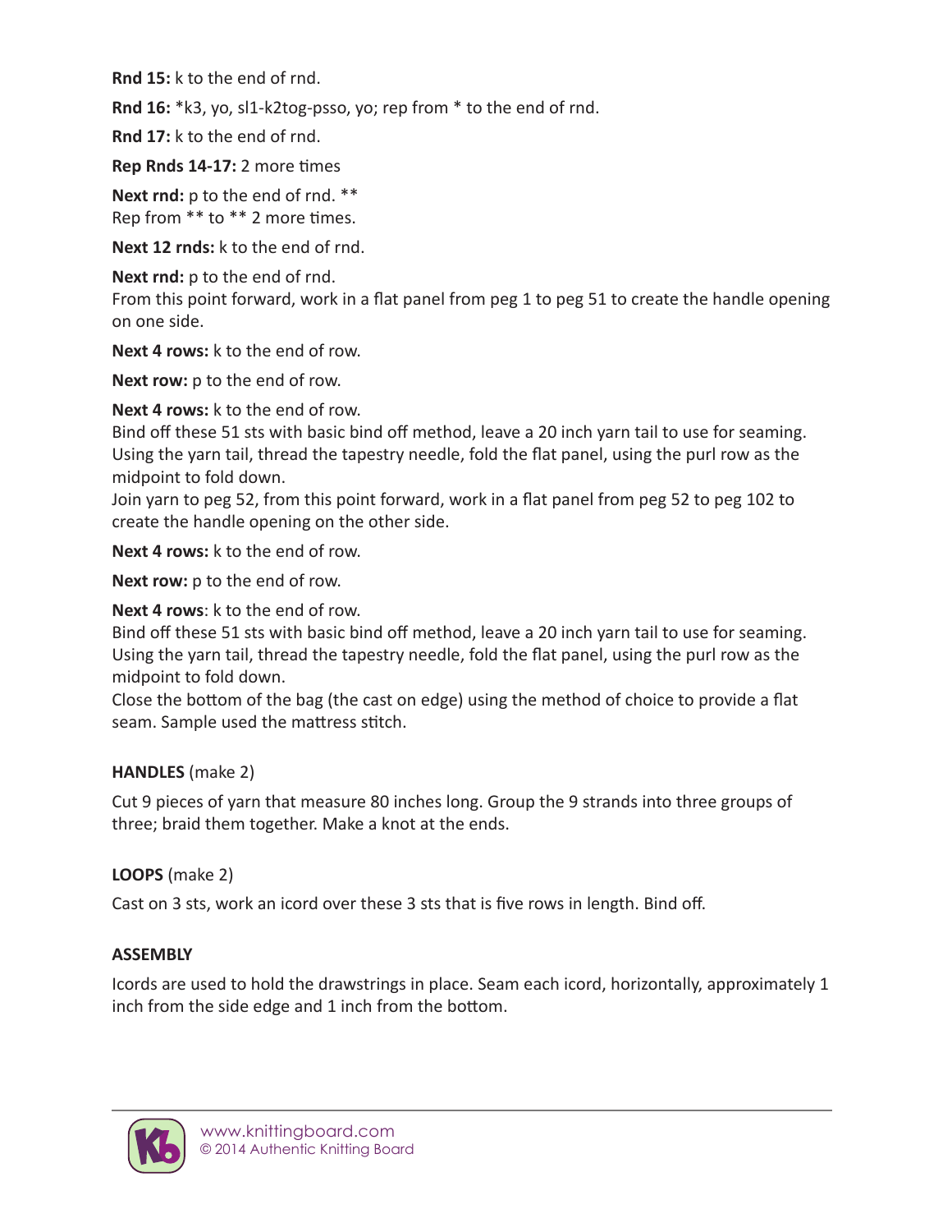**Rnd 15:** k to the end of rnd.

**Rnd 16:** *k3, yo, sl1-k2tog-psso, yo; rep from * to the end of rnd.

**Rnd 17:** k to the end of rnd.

**Rep Rnds 14-17:** 2 more times

**Next rnd:** p to the end of rnd. **
Rep from ** to ** 2 more times.

**Next 12 rnds:** k to the end of rnd.

**Next rnd:** p to the end of rnd.
From this point forward, work in a flat panel from peg 1 to peg 51 to create the handle opening on one side.

**Next 4 rows:** k to the end of row.

**Next row:** p to the end of row.

**Next 4 rows:** k to the end of row.
Bind off these 51 sts with basic bind off method, leave a 20 inch yarn tail to use for seaming. Using the yarn tail, thread the tapestry needle, fold the flat panel, using the purl row as the midpoint to fold down.
Join yarn to peg 52, from this point forward, work in a flat panel from peg 52 to peg 102 to create the handle opening on the other side.

**Next 4 rows:** k to the end of row.

**Next row:** p to the end of row.

**Next 4 rows**: k to the end of row.
Bind off these 51 sts with basic bind off method, leave a 20 inch yarn tail to use for seaming. Using the yarn tail, thread the tapestry needle, fold the flat panel, using the purl row as the midpoint to fold down.
Close the bottom of the bag (the cast on edge) using the method of choice to provide a flat seam. Sample used the mattress stitch.

**HANDLES** (make 2)

Cut 9 pieces of yarn that measure 80 inches long. Group the 9 strands into three groups of three; braid them together. Make a knot at the ends.

**LOOPS** (make 2)

Cast on 3 sts, work an icord over these 3 sts that is five rows in length. Bind off.

**ASSEMBLY**

Icords are used to hold the drawstrings in place. Seam each icord, horizontally, approximately 1 inch from the side edge and 1 inch from the bottom.